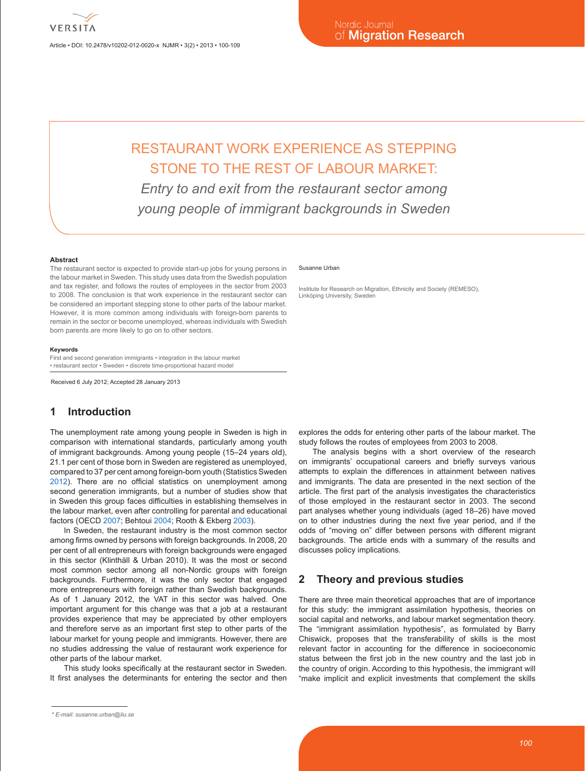# RESTAURANT WORK EXPERIENCE AS STEPPING STONE TO THE REST OF LABOUR MARKET:

*Entry to and exit from the restaurant sector among young people of immigrant backgrounds in Sweden*

Susanne Urban

Institute for Research on Migration, Ethnicity and Society (REMESO), Linköping University, Sweden

**Abstract**

The restaurant sector is expected to provide start-up jobs for young persons in the labour market in Sweden. This study uses data from the Swedish population and tax register, and follows the routes of employees in the sector from 2003 to 2008. The conclusion is that work experience in the restaurant sector can be considered an important stepping stone to other parts of the labour market. However, it is more common among individuals with foreign-born parents to remain in the sector or become unemployed, whereas individuals with Swedish born parents are more likely to go on to other sectors.

**Keywords**

First and second generation immigrants • integration in the labour market • restaurant sector • Sweden • discrete time-proportional hazard model

Received 6 July 2012; Accepted 28 January 2013

## 1 Introduction

The unemployment rate among young people in Sweden is high in comparison with international standards, particularly among youth of immigrant backgrounds. Among young people (15–24 years old), 21.1 per cent of those born in Sweden are registered as unemployed, compared to 37 per cent among foreign-born youth (Statistics Sweden 2012). There are no official statistics on unemployment among second generation immigrants, but a number of studies show that in Sweden this group faces difficulties in establishing themselves in the labour market, even after controlling for parental and educational factors (OECD 2007; Behtoui 2004; Rooth & Ekberg 2003).

In Sweden, the restaurant industry is the most common sector among firms owned by persons with foreign backgrounds. In 2008, 20 per cent of all entrepreneurs with foreign backgrounds were engaged in this sector (Klinthäll & Urban 2010). It was the most or second most common sector among all non-Nordic groups with foreign backgrounds. Furthermore, it was the only sector that engaged more entrepreneurs with foreign rather than Swedish backgrounds. As of 1 January 2012, the VAT in this sector was halved. One important argument for this change was that a job at a restaurant provides experience that may be appreciated by other employers and therefore serve as an important first step to other parts of the labour market for young people and immigrants. However, there are no studies addressing the value of restaurant work experience for other parts of the labour market.

This study looks specifically at the restaurant sector in Sweden. It first analyses the determinants for entering the sector and then explores the odds for entering other parts of the labour market. The study follows the routes of employees from 2003 to 2008.

The analysis begins with a short overview of the research on immigrants' occupational careers and briefly surveys various attempts to explain the differences in attainment between natives and immigrants. The data are presented in the next section of the article. The first part of the analysis investigates the characteristics of those employed in the restaurant sector in 2003. The second part analyses whether young individuals (aged 18–26) have moved on to other industries during the next five year period, and if the odds of "moving on" differ between persons with different migrant backgrounds. The article ends with a summary of the results and discusses policy implications.

## 2 Theory and previous studies

There are three main theoretical approaches that are of importance for this study: the immigrant assimilation hypothesis, theories on social capital and networks, and labour market segmentation theory. The "immigrant assimilation hypothesis", as formulated by Barry Chiswick, proposes that the transferability of skills is the most relevant factor in accounting for the difference in socioeconomic status between the first job in the new country and the last job in the country of origin. According to this hypothesis, the immigrant will "make implicit and explicit investments that complement the skills

* E-mail: susanne.urban@liu.se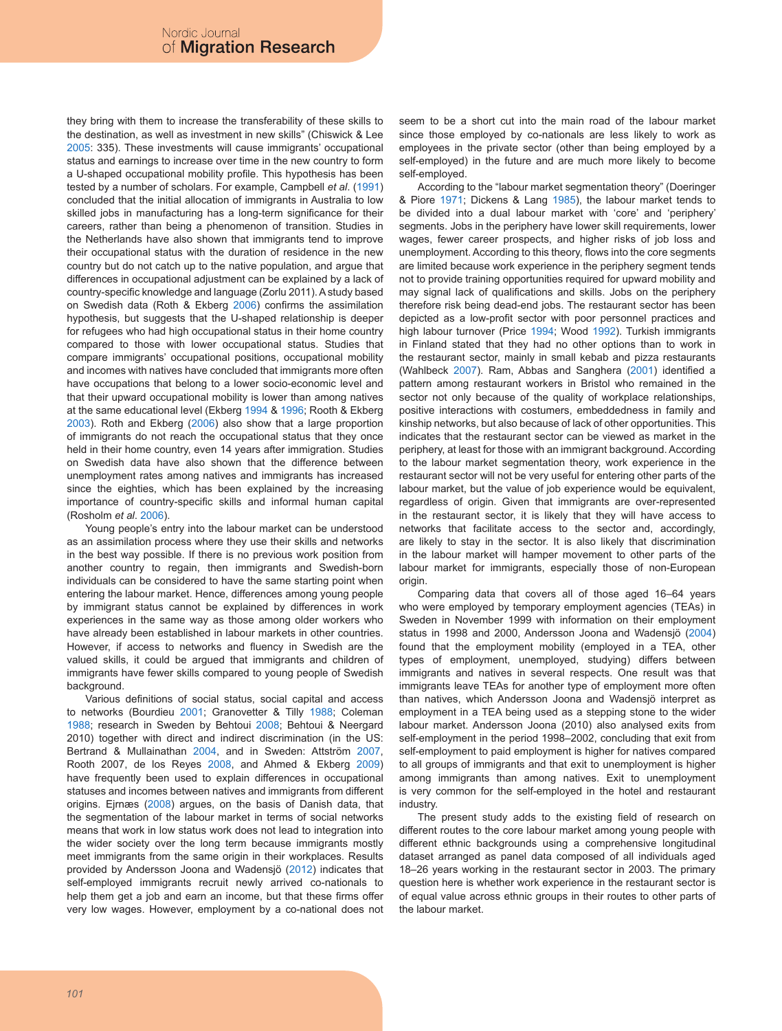they bring with them to increase the transferability of these skills to the destination, as well as investment in new skills" (Chiswick & Lee 2005: 335). These investments will cause immigrants' occupational status and earnings to increase over time in the new country to form a U-shaped occupational mobility profile. This hypothesis has been tested by a number of scholars. For example, Campbell *et al*. (1991) concluded that the initial allocation of immigrants in Australia to low skilled jobs in manufacturing has a long-term significance for their careers, rather than being a phenomenon of transition. Studies in the Netherlands have also shown that immigrants tend to improve their occupational status with the duration of residence in the new country but do not catch up to the native population, and argue that differences in occupational adjustment can be explained by a lack of country-specific knowledge and language (Zorlu 2011). A study based on Swedish data (Roth & Ekberg 2006) confirms the assimilation hypothesis, but suggests that the U-shaped relationship is deeper for refugees who had high occupational status in their home country compared to those with lower occupational status. Studies that compare immigrants' occupational positions, occupational mobility and incomes with natives have concluded that immigrants more often have occupations that belong to a lower socio-economic level and that their upward occupational mobility is lower than among natives at the same educational level (Ekberg 1994 & 1996; Rooth & Ekberg 2003). Roth and Ekberg (2006) also show that a large proportion of immigrants do not reach the occupational status that they once held in their home country, even 14 years after immigration. Studies on Swedish data have also shown that the difference between unemployment rates among natives and immigrants has increased since the eighties, which has been explained by the increasing importance of country-specific skills and informal human capital (Rosholm *et al*. 2006).

Young people's entry into the labour market can be understood as an assimilation process where they use their skills and networks in the best way possible. If there is no previous work position from another country to regain, then immigrants and Swedish-born individuals can be considered to have the same starting point when entering the labour market. Hence, differences among young people by immigrant status cannot be explained by differences in work experiences in the same way as those among older workers who have already been established in labour markets in other countries. However, if access to networks and fluency in Swedish are the valued skills, it could be argued that immigrants and children of immigrants have fewer skills compared to young people of Swedish background.

Various definitions of social status, social capital and access to networks (Bourdieu 2001; Granovetter & Tilly 1988; Coleman 1988; research in Sweden by Behtoui 2008; Behtoui & Neergard 2010) together with direct and indirect discrimination (in the US: Bertrand & Mullainathan 2004, and in Sweden: Attström 2007, Rooth 2007, de los Reyes 2008, and Ahmed & Ekberg 2009) have frequently been used to explain differences in occupational statuses and incomes between natives and immigrants from different origins. Ejrnæs (2008) argues, on the basis of Danish data, that the segmentation of the labour market in terms of social networks means that work in low status work does not lead to integration into the wider society over the long term because immigrants mostly meet immigrants from the same origin in their workplaces. Results provided by Andersson Joona and Wadensjö (2012) indicates that self-employed immigrants recruit newly arrived co-nationals to help them get a job and earn an income, but that these firms offer very low wages. However, employment by a co-national does not seem to be a short cut into the main road of the labour market since those employed by co-nationals are less likely to work as employees in the private sector (other than being employed by a self-employed) in the future and are much more likely to become self-employed.

According to the "labour market segmentation theory" (Doeringer & Piore 1971; Dickens & Lang 1985), the labour market tends to be divided into a dual labour market with 'core' and 'periphery' segments. Jobs in the periphery have lower skill requirements, lower wages, fewer career prospects, and higher risks of job loss and unemployment. According to this theory, flows into the core segments are limited because work experience in the periphery segment tends not to provide training opportunities required for upward mobility and may signal lack of qualifications and skills. Jobs on the periphery therefore risk being dead-end jobs. The restaurant sector has been depicted as a low-profit sector with poor personnel practices and high labour turnover (Price 1994; Wood 1992). Turkish immigrants in Finland stated that they had no other options than to work in the restaurant sector, mainly in small kebab and pizza restaurants (Wahlbeck 2007). Ram, Abbas and Sanghera (2001) identified a pattern among restaurant workers in Bristol who remained in the sector not only because of the quality of workplace relationships, positive interactions with costumers, embeddedness in family and kinship networks, but also because of lack of other opportunities. This indicates that the restaurant sector can be viewed as market in the periphery, at least for those with an immigrant background. According to the labour market segmentation theory, work experience in the restaurant sector will not be very useful for entering other parts of the labour market, but the value of job experience would be equivalent, regardless of origin. Given that immigrants are over-represented in the restaurant sector, it is likely that they will have access to networks that facilitate access to the sector and, accordingly, are likely to stay in the sector. It is also likely that discrimination in the labour market will hamper movement to other parts of the labour market for immigrants, especially those of non-European origin.

Comparing data that covers all of those aged 16–64 years who were employed by temporary employment agencies (TEAs) in Sweden in November 1999 with information on their employment status in 1998 and 2000, Andersson Joona and Wadensjö (2004) found that the employment mobility (employed in a TEA, other types of employment, unemployed, studying) differs between immigrants and natives in several respects. One result was that immigrants leave TEAs for another type of employment more often than natives, which Andersson Joona and Wadensjö interpret as employment in a TEA being used as a stepping stone to the wider labour market. Andersson Joona (2010) also analysed exits from self-employment in the period 1998–2002, concluding that exit from self-employment to paid employment is higher for natives compared to all groups of immigrants and that exit to unemployment is higher among immigrants than among natives. Exit to unemployment is very common for the self-employed in the hotel and restaurant industry.

The present study adds to the existing field of research on different routes to the core labour market among young people with different ethnic backgrounds using a comprehensive longitudinal dataset arranged as panel data composed of all individuals aged 18–26 years working in the restaurant sector in 2003. The primary question here is whether work experience in the restaurant sector is of equal value across ethnic groups in their routes to other parts of the labour market.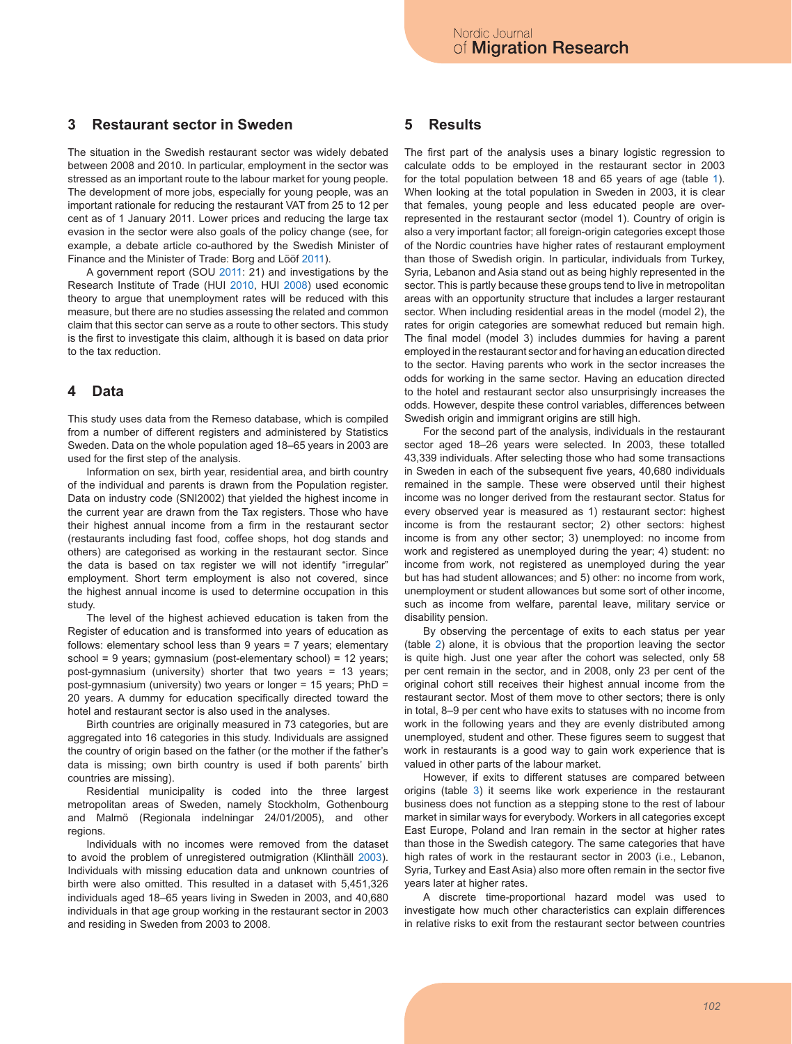## 3 Restaurant sector in Sweden

The situation in the Swedish restaurant sector was widely debated between 2008 and 2010. In particular, employment in the sector was stressed as an important route to the labour market for young people. The development of more jobs, especially for young people, was an important rationale for reducing the restaurant VAT from 25 to 12 per cent as of 1 January 2011. Lower prices and reducing the large tax evasion in the sector were also goals of the policy change (see, for example, a debate article co-authored by the Swedish Minister of Finance and the Minister of Trade: Borg and Lööf 2011).

A government report (SOU 2011: 21) and investigations by the Research Institute of Trade (HUI 2010, HUI 2008) used economic theory to argue that unemployment rates will be reduced with this measure, but there are no studies assessing the related and common claim that this sector can serve as a route to other sectors. This study is the first to investigate this claim, although it is based on data prior to the tax reduction.

## 4 Data

This study uses data from the Remeso database, which is compiled from a number of different registers and administered by Statistics Sweden. Data on the whole population aged 18–65 years in 2003 are used for the first step of the analysis.

Information on sex, birth year, residential area, and birth country of the individual and parents is drawn from the Population register. Data on industry code (SNI2002) that yielded the highest income in the current year are drawn from the Tax registers. Those who have their highest annual income from a firm in the restaurant sector (restaurants including fast food, coffee shops, hot dog stands and others) are categorised as working in the restaurant sector. Since the data is based on tax register we will not identify "irregular" employment. Short term employment is also not covered, since the highest annual income is used to determine occupation in this study.

The level of the highest achieved education is taken from the Register of education and is transformed into years of education as follows: elementary school less than 9 years = 7 years; elementary school = 9 years; gymnasium (post-elementary school) = 12 years; post-gymnasium (university) shorter that two years = 13 years; post-gymnasium (university) two years or longer = 15 years; PhD = 20 years. A dummy for education specifically directed toward the hotel and restaurant sector is also used in the analyses.

Birth countries are originally measured in 73 categories, but are aggregated into 16 categories in this study. Individuals are assigned the country of origin based on the father (or the mother if the father's data is missing; own birth country is used if both parents' birth countries are missing).

Residential municipality is coded into the three largest metropolitan areas of Sweden, namely Stockholm, Gothenbourg and Malmö (Regionala indelningar 24/01/2005), and other regions.

Individuals with no incomes were removed from the dataset to avoid the problem of unregistered outmigration (Klinthäll 2003). Individuals with missing education data and unknown countries of birth were also omitted. This resulted in a dataset with 5,451,326 individuals aged 18–65 years living in Sweden in 2003, and 40,680 individuals in that age group working in the restaurant sector in 2003 and residing in Sweden from 2003 to 2008.

## 5 Results

The first part of the analysis uses a binary logistic regression to calculate odds to be employed in the restaurant sector in 2003 for the total population between 18 and 65 years of age (table 1). When looking at the total population in Sweden in 2003, it is clear that females, young people and less educated people are over-represented in the restaurant sector (model 1). Country of origin is also a very important factor; all foreign-origin categories except those of the Nordic countries have higher rates of restaurant employment than those of Swedish origin. In particular, individuals from Turkey, Syria, Lebanon and Asia stand out as being highly represented in the sector. This is partly because these groups tend to live in metropolitan areas with an opportunity structure that includes a larger restaurant sector. When including residential areas in the model (model 2), the rates for origin categories are somewhat reduced but remain high. The final model (model 3) includes dummies for having a parent employed in the restaurant sector and for having an education directed to the sector. Having parents who work in the sector increases the odds for working in the same sector. Having an education directed to the hotel and restaurant sector also unsurprisingly increases the odds. However, despite these control variables, differences between Swedish origin and immigrant origins are still high.

For the second part of the analysis, individuals in the restaurant sector aged 18–26 years were selected. In 2003, these totalled 43,339 individuals. After selecting those who had some transactions in Sweden in each of the subsequent five years, 40,680 individuals remained in the sample. These were observed until their highest income was no longer derived from the restaurant sector. Status for every observed year is measured as 1) restaurant sector: highest income is from the restaurant sector; 2) other sectors: highest income is from any other sector; 3) unemployed: no income from work and registered as unemployed during the year; 4) student: no income from work, not registered as unemployed during the year but has had student allowances; and 5) other: no income from work, unemployment or student allowances but some sort of other income, such as income from welfare, parental leave, military service or disability pension.

By observing the percentage of exits to each status per year (table 2) alone, it is obvious that the proportion leaving the sector is quite high. Just one year after the cohort was selected, only 58 per cent remain in the sector, and in 2008, only 23 per cent of the original cohort still receives their highest annual income from the restaurant sector. Most of them move to other sectors; there is only in total, 8–9 per cent who have exits to statuses with no income from work in the following years and they are evenly distributed among unemployed, student and other. These figures seem to suggest that work in restaurants is a good way to gain work experience that is valued in other parts of the labour market.

However, if exits to different statuses are compared between origins (table 3) it seems like work experience in the restaurant business does not function as a stepping stone to the rest of labour market in similar ways for everybody. Workers in all categories except East Europe, Poland and Iran remain in the sector at higher rates than those in the Swedish category. The same categories that have high rates of work in the restaurant sector in 2003 (i.e., Lebanon, Syria, Turkey and East Asia) also more often remain in the sector five years later at higher rates.

A discrete time-proportional hazard model was used to investigate how much other characteristics can explain differences in relative risks to exit from the restaurant sector between countries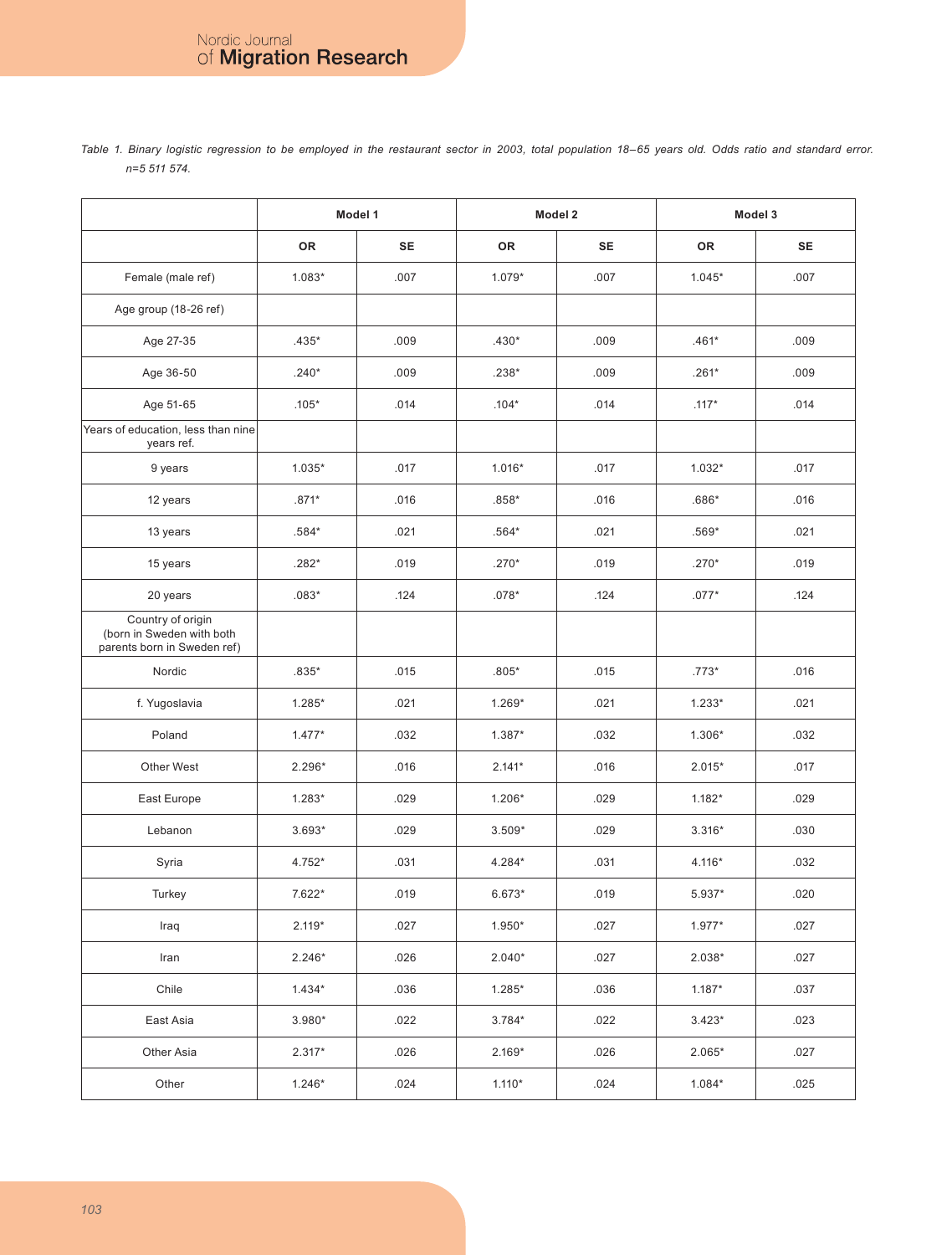*Table 1. Binary logistic regression to be employed in the restaurant sector in 2003, total population 18–65 years old. Odds ratio and standard error. n=5 511 574.*

| | Model 1 | | Model 2 | | Model 3 | |
|---|---|---|---|---|---|---|
| | OR | SE | OR | SE | OR | SE |
| Female (male ref) | 1.083* | .007 | 1.079* | .007 | 1.045* | .007 |
| Age group (18-26 ref) | | | | | | |
| Age 27-35 | .435* | .009 | .430* | .009 | .461* | .009 |
| Age 36-50 | .240* | .009 | .238* | .009 | .261* | .009 |
| Age 51-65 | .105* | .014 | .104* | .014 | .117* | .014 |
| Years of education, less than nine years ref. | | | | | | |
| 9 years | 1.035* | .017 | 1.016* | .017 | 1.032* | .017 |
| 12 years | .871* | .016 | .858* | .016 | .686* | .016 |
| 13 years | .584* | .021 | .564* | .021 | .569* | .021 |
| 15 years | .282* | .019 | .270* | .019 | .270* | .019 |
| 20 years | .083* | .124 | .078* | .124 | .077* | .124 |
| Country of origin (born in Sweden with both parents born in Sweden ref) | | | | | | |
| Nordic | .835* | .015 | .805* | .015 | .773* | .016 |
| f. Yugoslavia | 1.285* | .021 | 1.269* | .021 | 1.233* | .021 |
| Poland | 1.477* | .032 | 1.387* | .032 | 1.306* | .032 |
| Other West | 2.296* | .016 | 2.141* | .016 | 2.015* | .017 |
| East Europe | 1.283* | .029 | 1.206* | .029 | 1.182* | .029 |
| Lebanon | 3.693* | .029 | 3.509* | .029 | 3.316* | .030 |
| Syria | 4.752* | .031 | 4.284* | .031 | 4.116* | .032 |
| Turkey | 7.622* | .019 | 6.673* | .019 | 5.937* | .020 |
| Iraq | 2.119* | .027 | 1.950* | .027 | 1.977* | .027 |
| Iran | 2.246* | .026 | 2.040* | .027 | 2.038* | .027 |
| Chile | 1.434* | .036 | 1.285* | .036 | 1.187* | .037 |
| East Asia | 3.980* | .022 | 3.784* | .022 | 3.423* | .023 |
| Other Asia | 2.317* | .026 | 2.169* | .026 | 2.065* | .027 |
| Other | 1.246* | .024 | 1.110* | .024 | 1.084* | .025 |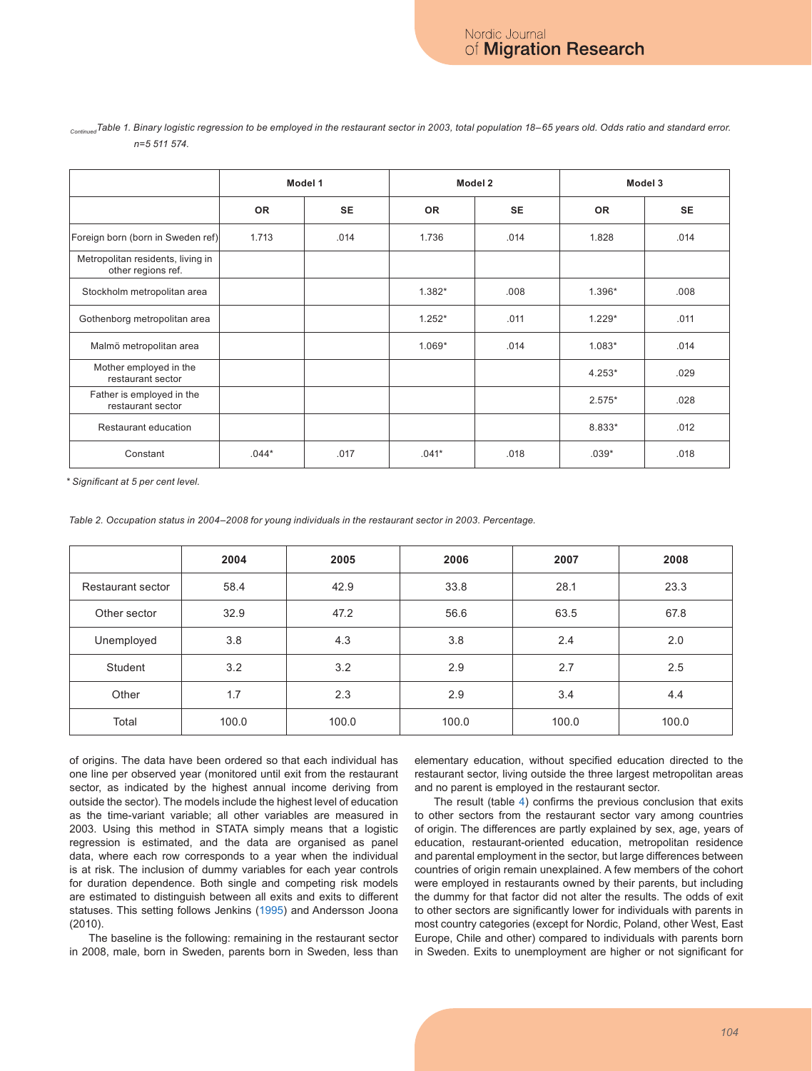*Continued* *Table 1. Binary logistic regression to be employed in the restaurant sector in 2003, total population 18–65 years old. Odds ratio and standard error. n=5 511 574.*

| | Model 1 | | Model 2 | | Model 3 | |
|---|---|---|---|---|---|---|
| | OR | SE | OR | SE | OR | SE |
| Foreign born (born in Sweden ref) | 1.713 | .014 | 1.736 | .014 | 1.828 | .014 |
| Metropolitan residents, living in other regions ref. | | | | | | |
| Stockholm metropolitan area | | | 1.382* | .008 | 1.396* | .008 |
| Gothenborg metropolitan area | | | 1.252* | .011 | 1.229* | .011 |
| Malmö metropolitan area | | | 1.069* | .014 | 1.083* | .014 |
| Mother employed in the restaurant sector | | | | | 4.253* | .029 |
| Father is employed in the restaurant sector | | | | | 2.575* | .028 |
| Restaurant education | | | | | 8.833* | .012 |
| Constant | .044* | .017 | .041* | .018 | .039* | .018 |

*\* Significant at 5 per cent level.*

*Table 2. Occupation status in 2004–2008 for young individuals in the restaurant sector in 2003. Percentage.*

| | 2004 | 2005 | 2006 | 2007 | 2008 |
|---|---|---|---|---|---|
| Restaurant sector | 58.4 | 42.9 | 33.8 | 28.1 | 23.3 |
| Other sector | 32.9 | 47.2 | 56.6 | 63.5 | 67.8 |
| Unemployed | 3.8 | 4.3 | 3.8 | 2.4 | 2.0 |
| Student | 3.2 | 3.2 | 2.9 | 2.7 | 2.5 |
| Other | 1.7 | 2.3 | 2.9 | 3.4 | 4.4 |
| Total | 100.0 | 100.0 | 100.0 | 100.0 | 100.0 |

of origins. The data have been ordered so that each individual has one line per observed year (monitored until exit from the restaurant sector, as indicated by the highest annual income deriving from outside the sector). The models include the highest level of education as the time-variant variable; all other variables are measured in 2003. Using this method in STATA simply means that a logistic regression is estimated, and the data are organised as panel data, where each row corresponds to a year when the individual is at risk. The inclusion of dummy variables for each year controls for duration dependence. Both single and competing risk models are estimated to distinguish between all exits and exits to different statuses. This setting follows Jenkins (1995) and Andersson Joona (2010).

The baseline is the following: remaining in the restaurant sector in 2008, male, born in Sweden, parents born in Sweden, less than elementary education, without specified education directed to the restaurant sector, living outside the three largest metropolitan areas and no parent is employed in the restaurant sector.

The result (table 4) confirms the previous conclusion that exits to other sectors from the restaurant sector vary among countries of origin. The differences are partly explained by sex, age, years of education, restaurant-oriented education, metropolitan residence and parental employment in the sector, but large differences between countries of origin remain unexplained. A few members of the cohort were employed in restaurants owned by their parents, but including the dummy for that factor did not alter the results. The odds of exit to other sectors are significantly lower for individuals with parents in most country categories (except for Nordic, Poland, other West, East Europe, Chile and other) compared to individuals with parents born in Sweden. Exits to unemployment are higher or not significant for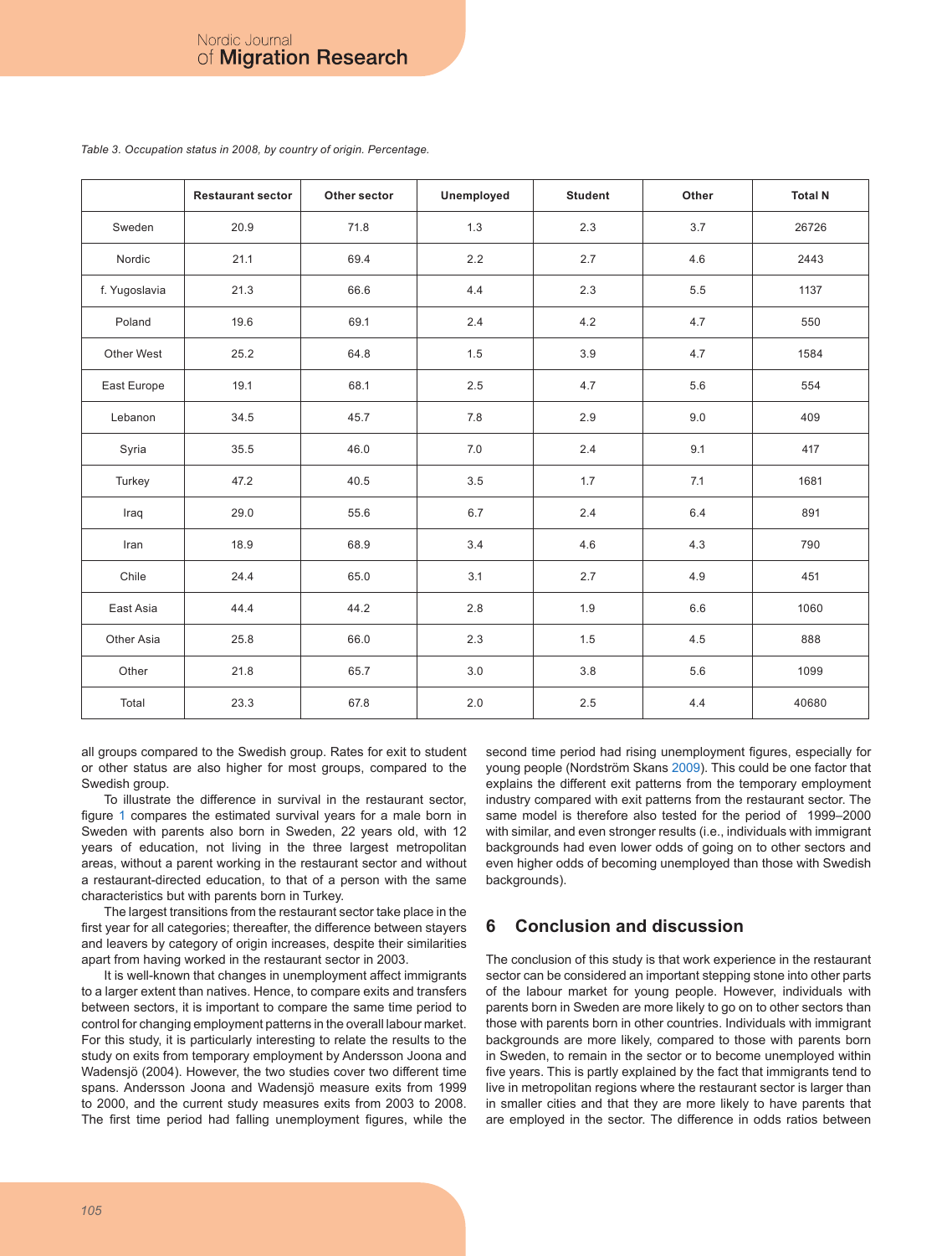*Table 3. Occupation status in 2008, by country of origin. Percentage.*

| | Restaurant sector | Other sector | Unemployed | Student | Other | Total N |
|---|---|---|---|---|---|---|
| Sweden | 20.9 | 71.8 | 1.3 | 2.3 | 3.7 | 26726 |
| Nordic | 21.1 | 69.4 | 2.2 | 2.7 | 4.6 | 2443 |
| f. Yugoslavia | 21.3 | 66.6 | 4.4 | 2.3 | 5.5 | 1137 |
| Poland | 19.6 | 69.1 | 2.4 | 4.2 | 4.7 | 550 |
| Other West | 25.2 | 64.8 | 1.5 | 3.9 | 4.7 | 1584 |
| East Europe | 19.1 | 68.1 | 2.5 | 4.7 | 5.6 | 554 |
| Lebanon | 34.5 | 45.7 | 7.8 | 2.9 | 9.0 | 409 |
| Syria | 35.5 | 46.0 | 7.0 | 2.4 | 9.1 | 417 |
| Turkey | 47.2 | 40.5 | 3.5 | 1.7 | 7.1 | 1681 |
| Iraq | 29.0 | 55.6 | 6.7 | 2.4 | 6.4 | 891 |
| Iran | 18.9 | 68.9 | 3.4 | 4.6 | 4.3 | 790 |
| Chile | 24.4 | 65.0 | 3.1 | 2.7 | 4.9 | 451 |
| East Asia | 44.4 | 44.2 | 2.8 | 1.9 | 6.6 | 1060 |
| Other Asia | 25.8 | 66.0 | 2.3 | 1.5 | 4.5 | 888 |
| Other | 21.8 | 65.7 | 3.0 | 3.8 | 5.6 | 1099 |
| Total | 23.3 | 67.8 | 2.0 | 2.5 | 4.4 | 40680 |

all groups compared to the Swedish group. Rates for exit to student or other status are also higher for most groups, compared to the Swedish group.

To illustrate the difference in survival in the restaurant sector, figure 1 compares the estimated survival years for a male born in Sweden with parents also born in Sweden, 22 years old, with 12 years of education, not living in the three largest metropolitan areas, without a parent working in the restaurant sector and without a restaurant-directed education, to that of a person with the same characteristics but with parents born in Turkey.

The largest transitions from the restaurant sector take place in the first year for all categories; thereafter, the difference between stayers and leavers by category of origin increases, despite their similarities apart from having worked in the restaurant sector in 2003.

It is well-known that changes in unemployment affect immigrants to a larger extent than natives. Hence, to compare exits and transfers between sectors, it is important to compare the same time period to control for changing employment patterns in the overall labour market. For this study, it is particularly interesting to relate the results to the study on exits from temporary employment by Andersson Joona and Wadensjö (2004). However, the two studies cover two different time spans. Andersson Joona and Wadensjö measure exits from 1999 to 2000, and the current study measures exits from 2003 to 2008. The first time period had falling unemployment figures, while the second time period had rising unemployment figures, especially for young people (Nordström Skans 2009). This could be one factor that explains the different exit patterns from the temporary employment industry compared with exit patterns from the restaurant sector. The same model is therefore also tested for the period of 1999–2000 with similar, and even stronger results (i.e., individuals with immigrant backgrounds had even lower odds of going on to other sectors and even higher odds of becoming unemployed than those with Swedish backgrounds).

## 6 Conclusion and discussion

The conclusion of this study is that work experience in the restaurant sector can be considered an important stepping stone into other parts of the labour market for young people. However, individuals with parents born in Sweden are more likely to go on to other sectors than those with parents born in other countries. Individuals with immigrant backgrounds are more likely, compared to those with parents born in Sweden, to remain in the sector or to become unemployed within five years. This is partly explained by the fact that immigrants tend to live in metropolitan regions where the restaurant sector is larger than in smaller cities and that they are more likely to have parents that are employed in the sector. The difference in odds ratios between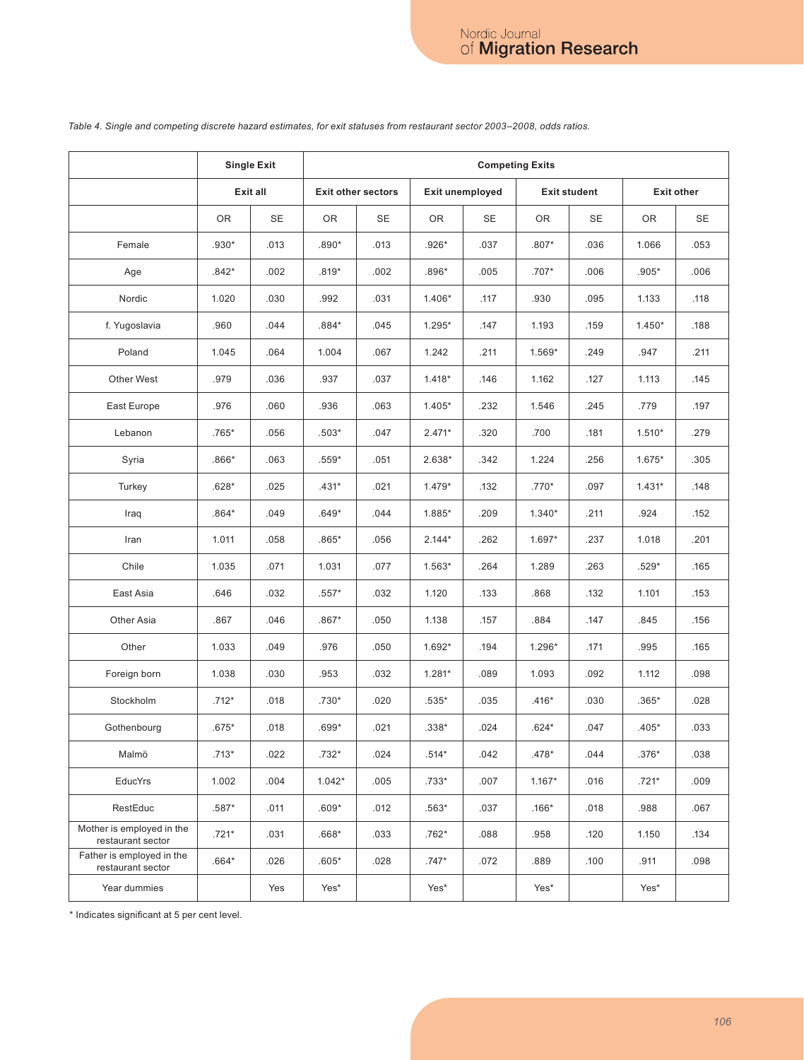*Table 4. Single and competing discrete hazard estimates, for exit statuses from restaurant sector 2003–2008, odds ratios.*

| | Single Exit | | Competing Exits | | | | | | | |
|---|---|---|---|---|---|---|---|---|---|---|
| | Exit all | | Exit other sectors | | Exit unemployed | | Exit student | | Exit other | |
| | OR | SE | OR | SE | OR | SE | OR | SE | OR | SE |
| Female | .930* | .013 | .890* | .013 | .926* | .037 | .807* | .036 | 1.066 | .053 |
| Age | .842* | .002 | .819* | .002 | .896* | .005 | .707* | .006 | .905* | .006 |
| Nordic | 1.020 | .030 | .992 | .031 | 1.406* | .117 | .930 | .095 | 1.133 | .118 |
| f. Yugoslavia | .960 | .044 | .884* | .045 | 1.295* | .147 | 1.193 | .159 | 1.450* | .188 |
| Poland | 1.045 | .064 | 1.004 | .067 | 1.242 | .211 | 1.569* | .249 | .947 | .211 |
| Other West | .979 | .036 | .937 | .037 | 1.418* | .146 | 1.162 | .127 | 1.113 | .145 |
| East Europe | .976 | .060 | .936 | .063 | 1.405* | .232 | 1.546 | .245 | .779 | .197 |
| Lebanon | .765* | .056 | .503* | .047 | 2.471* | .320 | .700 | .181 | 1.510* | .279 |
| Syria | .866* | .063 | .559* | .051 | 2.638* | .342 | 1.224 | .256 | 1.675* | .305 |
| Turkey | .628* | .025 | .431* | .021 | 1.479* | .132 | .770* | .097 | 1.431* | .148 |
| Iraq | .864* | .049 | .649* | .044 | 1.885* | .209 | 1.340* | .211 | .924 | .152 |
| Iran | 1.011 | .058 | .865* | .056 | 2.144* | .262 | 1.697* | .237 | 1.018 | .201 |
| Chile | 1.035 | .071 | 1.031 | .077 | 1.563* | .264 | 1.289 | .263 | .529* | .165 |
| East Asia | .646 | .032 | .557* | .032 | 1.120 | .133 | .868 | .132 | 1.101 | .153 |
| Other Asia | .867 | .046 | .867* | .050 | 1.138 | .157 | .884 | .147 | .845 | .156 |
| Other | 1.033 | .049 | .976 | .050 | 1.692* | .194 | 1.296* | .171 | .995 | .165 |
| Foreign born | 1.038 | .030 | .953 | .032 | 1.281* | .089 | 1.093 | .092 | 1.112 | .098 |
| Stockholm | .712* | .018 | .730* | .020 | .535* | .035 | .416* | .030 | .365* | .028 |
| Gothenbourg | .675* | .018 | .699* | .021 | .338* | .024 | .624* | .047 | .405* | .033 |
| Malmö | .713* | .022 | .732* | .024 | .514* | .042 | .478* | .044 | .376* | .038 |
| EducYrs | 1.002 | .004 | 1.042* | .005 | .733* | .007 | 1.167* | .016 | .721* | .009 |
| RestEduc | .587* | .011 | .609* | .012 | .563* | .037 | .166* | .018 | .988 | .067 |
| Mother is employed in the restaurant sector | .721* | .031 | .668* | .033 | .762* | .088 | .958 | .120 | 1.150 | .134 |
| Father is employed in the restaurant sector | .664* | .026 | .605* | .028 | .747* | .072 | .889 | .100 | .911 | .098 |
| Year dummies | | Yes | Yes* | | Yes* | | Yes* | | Yes* | |

* Indicates significant at 5 per cent level.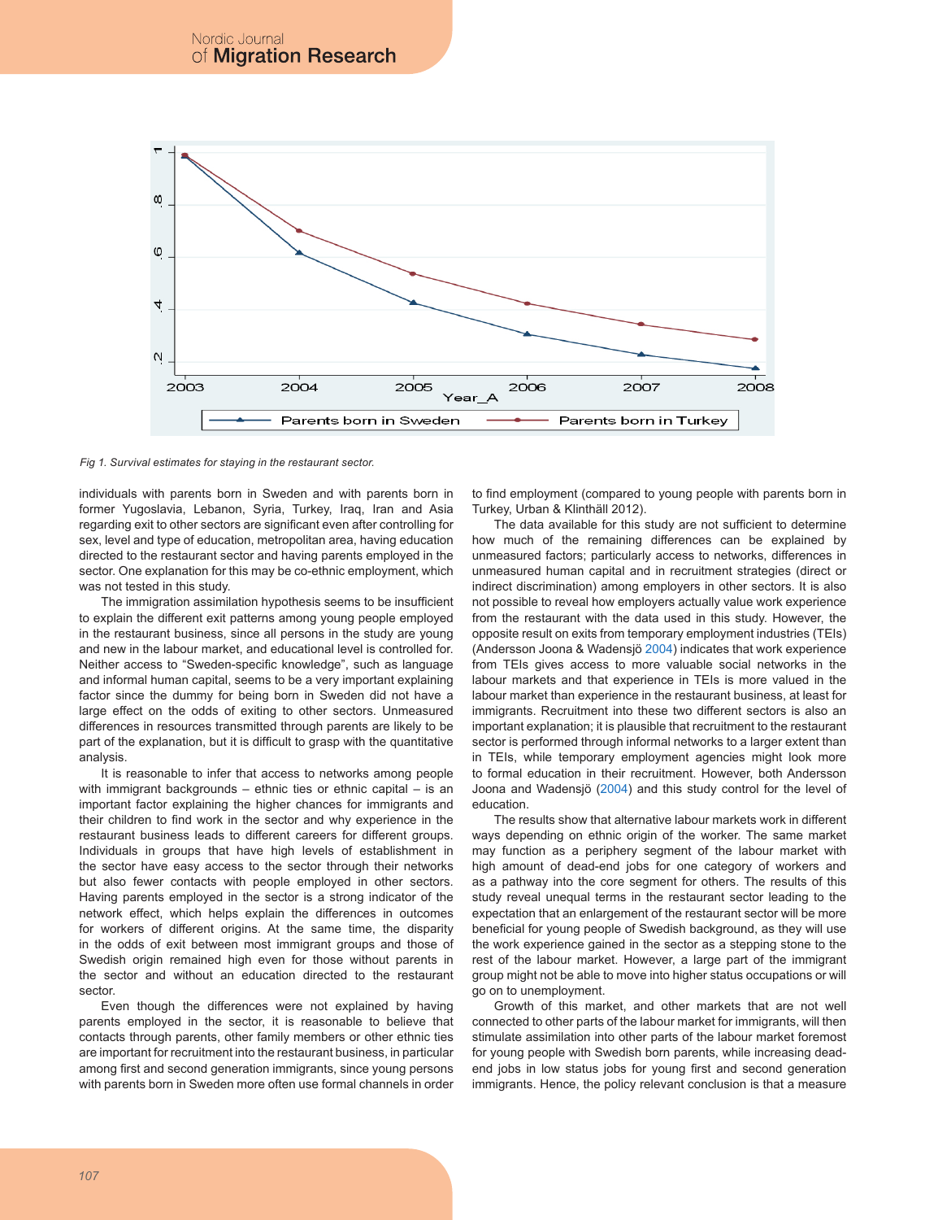Fig 1. *Survival estimates for staying in the restaurant sector.*

individuals with parents born in Sweden and with parents born in former Yugoslavia, Lebanon, Syria, Turkey, Iraq, Iran and Asia regarding exit to other sectors are significant even after controlling for sex, level and type of education, metropolitan area, having education directed to the restaurant sector and having parents employed in the sector. One explanation for this may be co-ethnic employment, which was not tested in this study.

The immigration assimilation hypothesis seems to be insufficient to explain the different exit patterns among young people employed in the restaurant business, since all persons in the study are young and new in the labour market, and educational level is controlled for. Neither access to "Sweden-specific knowledge", such as language and informal human capital, seems to be a very important explaining factor since the dummy for being born in Sweden did not have a large effect on the odds of exiting to other sectors. Unmeasured differences in resources transmitted through parents are likely to be part of the explanation, but it is difficult to grasp with the quantitative analysis.

It is reasonable to infer that access to networks among people with immigrant backgrounds – ethnic ties or ethnic capital – is an important factor explaining the higher chances for immigrants and their children to find work in the sector and why experience in the restaurant business leads to different careers for different groups. Individuals in groups that have high levels of establishment in the sector have easy access to the sector through their networks but also fewer contacts with people employed in other sectors. Having parents employed in the sector is a strong indicator of the network effect, which helps explain the differences in outcomes for workers of different origins. At the same time, the disparity in the odds of exit between most immigrant groups and those of Swedish origin remained high even for those without parents in the sector and without an education directed to the restaurant sector.

Even though the differences were not explained by having parents employed in the sector, it is reasonable to believe that contacts through parents, other family members or other ethnic ties are important for recruitment into the restaurant business, in particular among first and second generation immigrants, since young persons with parents born in Sweden more often use formal channels in order to find employment (compared to young people with parents born in Turkey, Urban & Klinthäll 2012).

The data available for this study are not sufficient to determine how much of the remaining differences can be explained by unmeasured factors; particularly access to networks, differences in unmeasured human capital and in recruitment strategies (direct or indirect discrimination) among employers in other sectors. It is also not possible to reveal how employers actually value work experience from the restaurant with the data used in this study. However, the opposite result on exits from temporary employment industries (TEIs) (Andersson Joona & Wadensjö 2004) indicates that work experience from TEIs gives access to more valuable social networks in the labour markets and that experience in TEIs is more valued in the labour market than experience in the restaurant business, at least for immigrants. Recruitment into these two different sectors is also an important explanation; it is plausible that recruitment to the restaurant sector is performed through informal networks to a larger extent than in TEIs, while temporary employment agencies might look more to formal education in their recruitment. However, both Andersson Joona and Wadensjö (2004) and this study control for the level of education.

The results show that alternative labour markets work in different ways depending on ethnic origin of the worker. The same market may function as a periphery segment of the labour market with high amount of dead-end jobs for one category of workers and as a pathway into the core segment for others. The results of this study reveal unequal terms in the restaurant sector leading to the expectation that an enlargement of the restaurant sector will be more beneficial for young people of Swedish background, as they will use the work experience gained in the sector as a stepping stone to the rest of the labour market. However, a large part of the immigrant group might not be able to move into higher status occupations or will go on to unemployment.

Growth of this market, and other markets that are not well connected to other parts of the labour market for immigrants, will then stimulate assimilation into other parts of the labour market foremost for young people with Swedish born parents, while increasing dead-end jobs in low status jobs for young first and second generation immigrants. Hence, the policy relevant conclusion is that a measure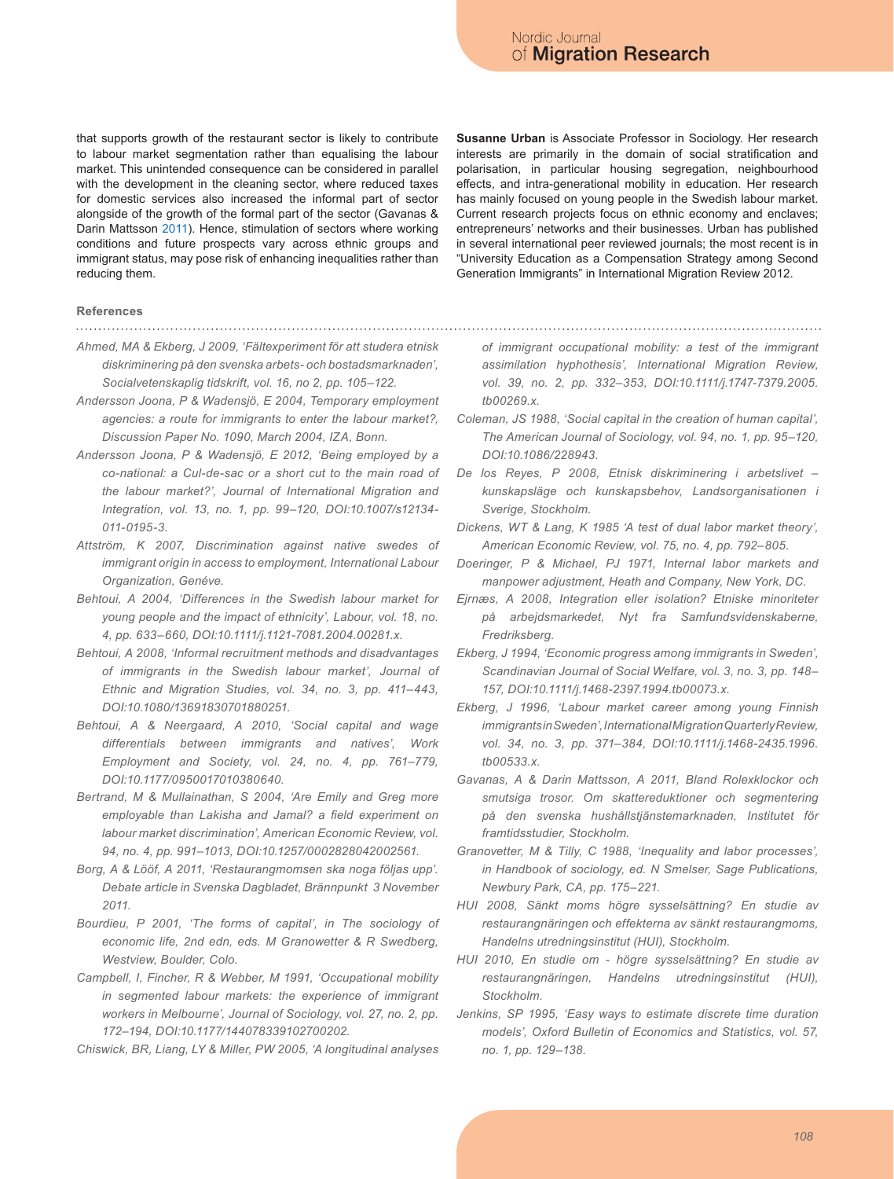that supports growth of the restaurant sector is likely to contribute to labour market segmentation rather than equalising the labour market. This unintended consequence can be considered in parallel with the development in the cleaning sector, where reduced taxes for domestic services also increased the informal part of sector alongside of the growth of the formal part of the sector (Gavanas & Darin Mattsson 2011). Hence, stimulation of sectors where working conditions and future prospects vary across ethnic groups and immigrant status, may pose risk of enhancing inequalities rather than reducing them.

**Susanne Urban** is Associate Professor in Sociology. Her research interests are primarily in the domain of social stratification and polarisation, in particular housing segregation, neighbourhood effects, and intra-generational mobility in education. Her research has mainly focused on young people in the Swedish labour market. Current research projects focus on ethnic economy and enclaves; entrepreneurs' networks and their businesses. Urban has published in several international peer reviewed journals; the most recent is in "University Education as a Compensation Strategy among Second Generation Immigrants" in International Migration Review 2012.

## References

*Ahmed, MA & Ekberg, J 2009, 'Fältexperiment för att studera etnisk diskriminering på den svenska arbets- och bostadsmarknaden', Socialvetenskaplig tidskrift, vol. 16, no 2, pp. 105–122.*

*Andersson Joona, P & Wadensjö, E 2004, Temporary employment agencies: a route for immigrants to enter the labour market?, Discussion Paper No. 1090, March 2004, IZA, Bonn.*

*Andersson Joona, P & Wadensjö, E 2012, 'Being employed by a co-national: a Cul-de-sac or a short cut to the main road of the labour market?', Journal of International Migration and Integration, vol. 13, no. 1, pp. 99–120, DOI:10.1007/s12134-011-0195-3.*

*Attström, K 2007, Discrimination against native swedes of immigrant origin in access to employment, International Labour Organization, Genéve.*

*Behtoui, A 2004, 'Differences in the Swedish labour market for young people and the impact of ethnicity', Labour, vol. 18, no. 4, pp. 633–660, DOI:10.1111/j.1121-7081.2004.00281.x.*

*Behtoui, A 2008, 'Informal recruitment methods and disadvantages of immigrants in the Swedish labour market', Journal of Ethnic and Migration Studies, vol. 34, no. 3, pp. 411–443, DOI:10.1080/13691830701880251.*

*Behtoui, A & Neergaard, A 2010, 'Social capital and wage differentials between immigrants and natives', Work Employment and Society, vol. 24, no. 4, pp. 761–779, DOI:10.1177/0950017010380640.*

*Bertrand, M & Mullainathan, S 2004, 'Are Emily and Greg more employable than Lakisha and Jamal? a field experiment on labour market discrimination', American Economic Review, vol. 94, no. 4, pp. 991–1013, DOI:10.1257/0002828042002561.*

*Borg, A & Lööf, A 2011, 'Restaurangmomsen ska noga följas upp'. Debate article in Svenska Dagbladet, Brännpunkt 3 November 2011.*

*Bourdieu, P 2001, 'The forms of capital', in The sociology of economic life, 2nd edn, eds. M Granowetter & R Swedberg, Westview, Boulder, Colo.*

*Campbell, I, Fincher, R & Webber, M 1991, 'Occupational mobility in segmented labour markets: the experience of immigrant workers in Melbourne', Journal of Sociology, vol. 27, no. 2, pp. 172–194, DOI:10.1177/144078339102700202.*

*Chiswick, BR, Liang, LY & Miller, PW 2005, 'A longitudinal analyses of immigrant occupational mobility: a test of the immigrant assimilation hyphothesis', International Migration Review, vol. 39, no. 2, pp. 332–353, DOI:10.1111/j.1747-7379.2005.tb00269.x.*

*Coleman, JS 1988, 'Social capital in the creation of human capital', The American Journal of Sociology, vol. 94, no. 1, pp. 95–120, DOI:10.1086/228943.*

*De los Reyes, P 2008, Etnisk diskriminering i arbetslivet – kunskapsläge och kunskapsbehov, Landsorganisationen i Sverige, Stockholm.*

*Dickens, WT & Lang, K 1985 'A test of dual labor market theory', American Economic Review, vol. 75, no. 4, pp. 792–805.*

*Doeringer, P & Michael, PJ 1971, Internal labor markets and manpower adjustment, Heath and Company, New York, DC.*

*Ejrnæs, A 2008, Integration eller isolation? Etniske minoriteter på arbejdsmarkedet, Nyt fra Samfundsvidenskaberne, Fredriksberg.*

*Ekberg, J 1994, 'Economic progress among immigrants in Sweden', Scandinavian Journal of Social Welfare, vol. 3, no. 3, pp. 148–157, DOI:10.1111/j.1468-2397.1994.tb00073.x.*

*Ekberg, J 1996, 'Labour market career among young Finnish immigrants in Sweden', International Migration Quarterly Review, vol. 34, no. 3, pp. 371–384, DOI:10.1111/j.1468-2435.1996.tb00533.x.*

*Gavanas, A & Darin Mattsson, A 2011, Bland Rolexklockor och smutsiga trosor. Om skattereduktioner och segmentering på den svenska hushållstjänstemarknaden, Institutet för framtidsstudier, Stockholm.*

*Granovetter, M & Tilly, C 1988, 'Inequality and labor processes', in Handbook of sociology, ed. N Smelser, Sage Publications, Newbury Park, CA, pp. 175–221.*

*HUI 2008, Sänkt moms högre sysselsättning? En studie av restaurangnäringen och effekterna av sänkt restaurangmoms, Handelns utredningsinstitut (HUI), Stockholm.*

*HUI 2010, En studie om - högre sysselsättning? En studie av restaurangnäringen, Handelns utredningsinstitut (HUI), Stockholm.*

*Jenkins, SP 1995, 'Easy ways to estimate discrete time duration models', Oxford Bulletin of Economics and Statistics, vol. 57, no. 1, pp. 129–138.*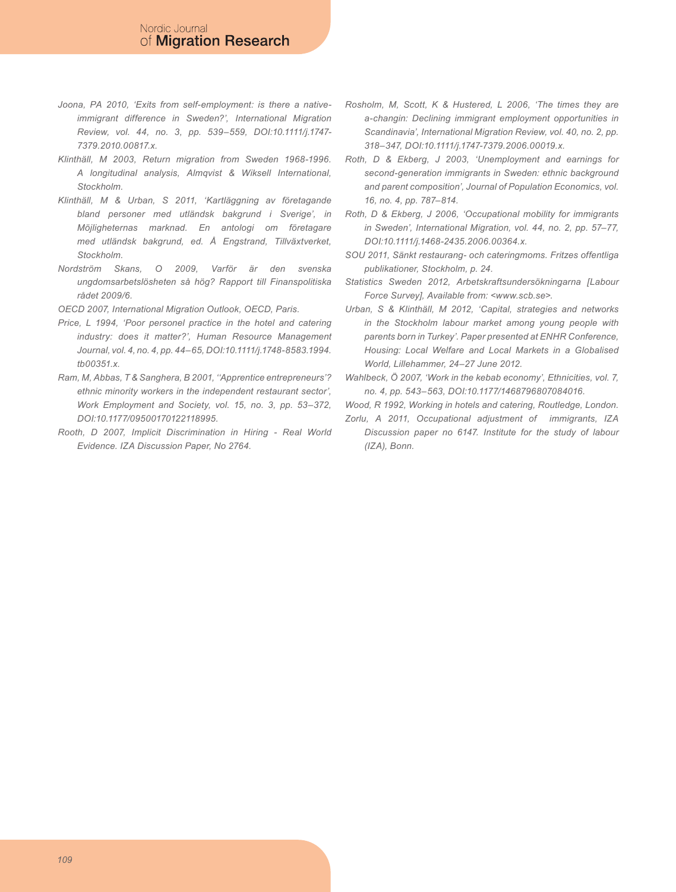*Joona, PA 2010, 'Exits from self-employment: is there a native-immigrant difference in Sweden?', International Migration Review, vol. 44, no. 3, pp. 539–559, DOI:10.1111/j.1747-7379.2010.00817.x.*

*Klinthäll, M 2003, Return migration from Sweden 1968-1996. A longitudinal analysis, Almqvist & Wiksell International, Stockholm.*

*Klinthäll, M & Urban, S 2011, 'Kartläggning av företagande bland personer med utländsk bakgrund i Sverige', in Möjligheternas marknad. En antologi om företagare med utländsk bakgrund, ed. Å Engstrand, Tillväxtverket, Stockholm.*

*Nordström Skans, O 2009, Varför är den svenska ungdomsarbetslösheten så hög? Rapport till Finanspolitiska rådet 2009/6.*

*OECD 2007, International Migration Outlook, OECD, Paris.*

*Price, L 1994, 'Poor personel practice in the hotel and catering industry: does it matter?', Human Resource Management Journal, vol. 4, no. 4, pp. 44–65, DOI:10.1111/j.1748-8583.1994.tb00351.x.*

*Ram, M, Abbas, T & Sanghera, B 2001, ''Apprentice entrepreneurs'? ethnic minority workers in the independent restaurant sector', Work Employment and Society, vol. 15, no. 3, pp. 53–372, DOI:10.1177/09500170122118995.*

*Rooth, D 2007, Implicit Discrimination in Hiring - Real World Evidence. IZA Discussion Paper, No 2764.*

*Rosholm, M, Scott, K & Hustered, L 2006, 'The times they are a-changin: Declining immigrant employment opportunities in Scandinavia', International Migration Review, vol. 40, no. 2, pp. 318–347, DOI:10.1111/j.1747-7379.2006.00019.x.*

*Roth, D & Ekberg, J 2003, 'Unemployment and earnings for second-generation immigrants in Sweden: ethnic background and parent composition', Journal of Population Economics, vol. 16, no. 4, pp. 787–814.*

*Roth, D & Ekberg, J 2006, 'Occupational mobility for immigrants in Sweden', International Migration, vol. 44, no. 2, pp. 57–77, DOI:10.1111/j.1468-2435.2006.00364.x.*

*SOU 2011, Sänkt restaurang- och cateringmoms. Fritzes offentliga publikationer, Stockholm, p. 24.*

*Statistics Sweden 2012, Arbetskraftsundersökningarna [Labour Force Survey], Available from: <www.scb.se>.*

*Urban, S & Klinthäll, M 2012, 'Capital, strategies and networks in the Stockholm labour market among young people with parents born in Turkey'. Paper presented at ENHR Conference, Housing: Local Welfare and Local Markets in a Globalised World, Lillehammer, 24–27 June 2012.*

*Wahlbeck, Ö 2007, 'Work in the kebab economy', Ethnicities, vol. 7, no. 4, pp. 543–563, DOI:10.1177/1468796807084016.*

*Wood, R 1992, Working in hotels and catering, Routledge, London.*

*Zorlu, A 2011, Occupational adjustment of immigrants, IZA Discussion paper no 6147. Institute for the study of labour (IZA), Bonn.*